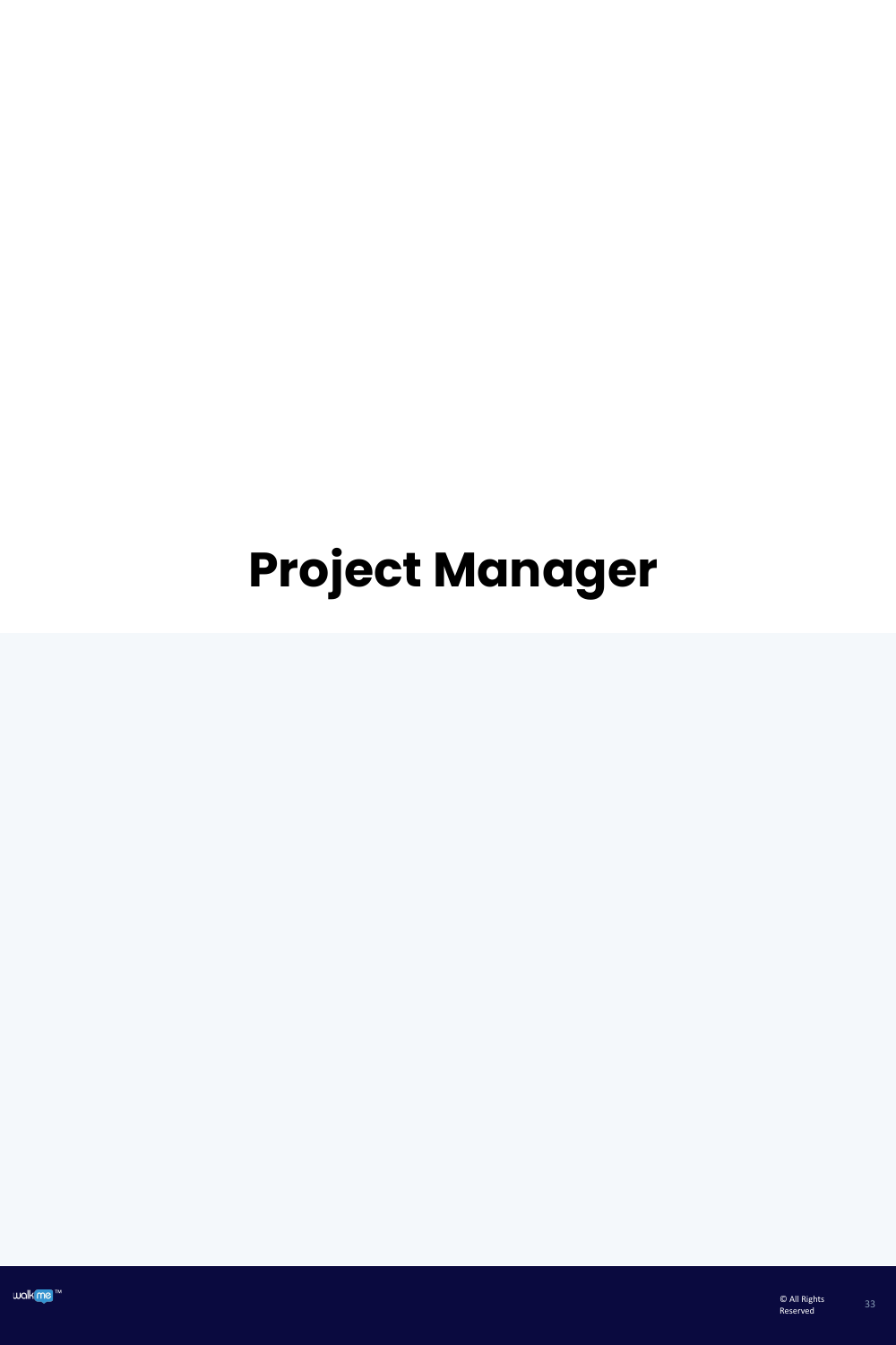# Project Manager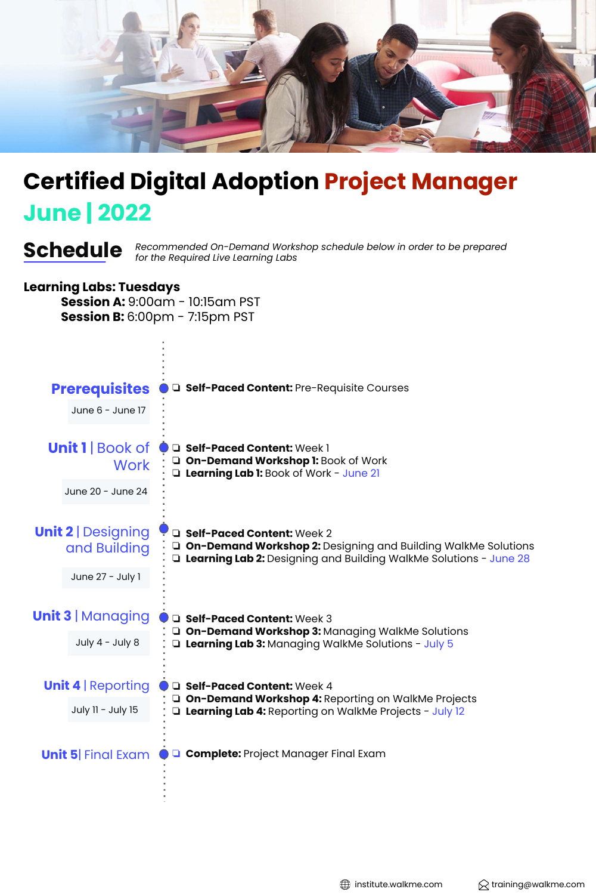# Certified Digital Adoption Project Manager

## June | 2022

## Schedule

*Recommended On-Demand Workshop schedule below in order to be prepared for the Required Live Learning Labs*

**Learning Labs: Tuesdays**

**Session A:** 9:00am - 10:15am PST
**Session B:** 6:00pm - 7:15pm PST

### Prerequisites

June 6 - June 17

- **Self-Paced Content:** Pre-Requisite Courses

### Unit 1 | Book of Work

June 20 - June 24

- **Self-Paced Content:** Week 1
- **On-Demand Workshop 1:** Book of Work
- **Learning Lab 1:** Book of Work - June 21

### Unit 2 | Designing and Building

June 27 - July 1

- **Self-Paced Content:** Week 2
- **On-Demand Workshop 2:** Designing and Building WalkMe Solutions
- **Learning Lab 2:** Designing and Building WalkMe Solutions - June 28

### Unit 3 | Managing

July 4 - July 8

- **Self-Paced Content:** Week 3
- **On-Demand Workshop 3:** Managing WalkMe Solutions
- **Learning Lab 3:** Managing WalkMe Solutions - July 5

### Unit 4 | Reporting

July 11 - July 15

- **Self-Paced Content:** Week 4
- **On-Demand Workshop 4:** Reporting on WalkMe Projects
- **Learning Lab 4:** Reporting on WalkMe Projects - July 12

### Unit 5| Final Exam

- **Complete:** Project Manager Final Exam

institute.walkme.com training@walkme.com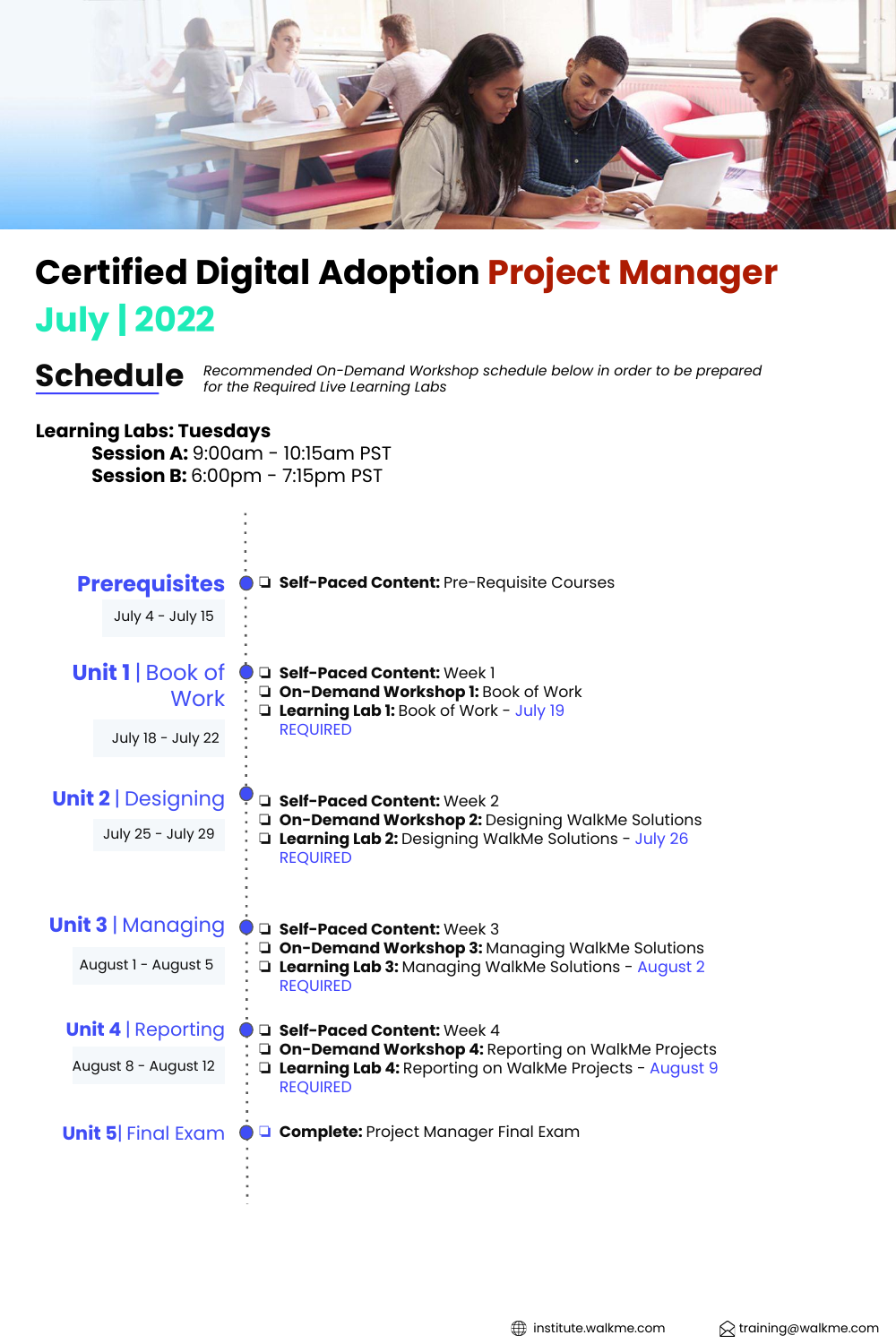# Certified Digital Adoption Project Manager

## July | 2022

## Schedule

*Recommended On-Demand Workshop schedule below in order to be prepared for the Required Live Learning Labs*

**Learning Labs: Tuesdays**

- **Session A:** 9:00am - 10:15am PST
- **Session B:** 6:00pm - 7:15pm PST

### Prerequisites

July 4 - July 15

- **Self-Paced Content:** Pre-Requisite Courses

### Unit 1 | Book of Work

July 18 - July 22

- **Self-Paced Content:** Week 1
- **On-Demand Workshop 1:** Book of Work
- **Learning Lab 1:** Book of Work - July 19
  REQUIRED

### Unit 2 | Designing

July 25 - July 29

- **Self-Paced Content:** Week 2
- **On-Demand Workshop 2:** Designing WalkMe Solutions
- **Learning Lab 2:** Designing WalkMe Solutions - July 26
  REQUIRED

### Unit 3 | Managing

August 1 - August 5

- **Self-Paced Content:** Week 3
- **On-Demand Workshop 3:** Managing WalkMe Solutions
- **Learning Lab 3:** Managing WalkMe Solutions - August 2
  REQUIRED

### Unit 4 | Reporting

August 8 - August 12

- **Self-Paced Content:** Week 4
- **On-Demand Workshop 4:** Reporting on WalkMe Projects
- **Learning Lab 4:** Reporting on WalkMe Projects - August 9
  REQUIRED

### Unit 5| Final Exam

- **Complete:** Project Manager Final Exam

institute.walkme.com

training@walkme.com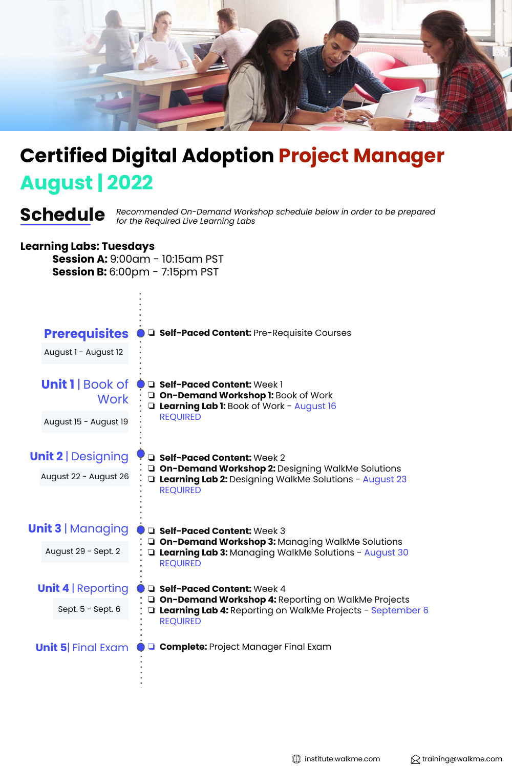# Certified Digital Adoption Project Manager

## August | 2022

## Schedule

*Recommended On-Demand Workshop schedule below in order to be prepared for the Required Live Learning Labs*

**Learning Labs: Tuesdays**

- **Session A:** 9:00am - 10:15am PST
- **Session B:** 6:00pm - 7:15pm PST

### Prerequisites

August 1 - August 12

- **Self-Paced Content:** Pre-Requisite Courses

### Unit 1 | Book of Work

August 15 - August 19

- **Self-Paced Content:** Week 1
- **On-Demand Workshop 1:** Book of Work
- **Learning Lab 1:** Book of Work - August 16 REQUIRED

### Unit 2 | Designing

August 22 - August 26

- **Self-Paced Content:** Week 2
- **On-Demand Workshop 2:** Designing WalkMe Solutions
- **Learning Lab 2:** Designing WalkMe Solutions - August 23 REQUIRED

### Unit 3 | Managing

August 29 - Sept. 2

- **Self-Paced Content:** Week 3
- **On-Demand Workshop 3:** Managing WalkMe Solutions
- **Learning Lab 3:** Managing WalkMe Solutions - August 30 REQUIRED

### Unit 4 | Reporting

Sept. 5 - Sept. 6

- **Self-Paced Content:** Week 4
- **On-Demand Workshop 4:** Reporting on WalkMe Projects
- **Learning Lab 4:** Reporting on WalkMe Projects - September 6 REQUIRED

### Unit 5| Final Exam

- **Complete:** Project Manager Final Exam

institute.walkme.com

training@walkme.com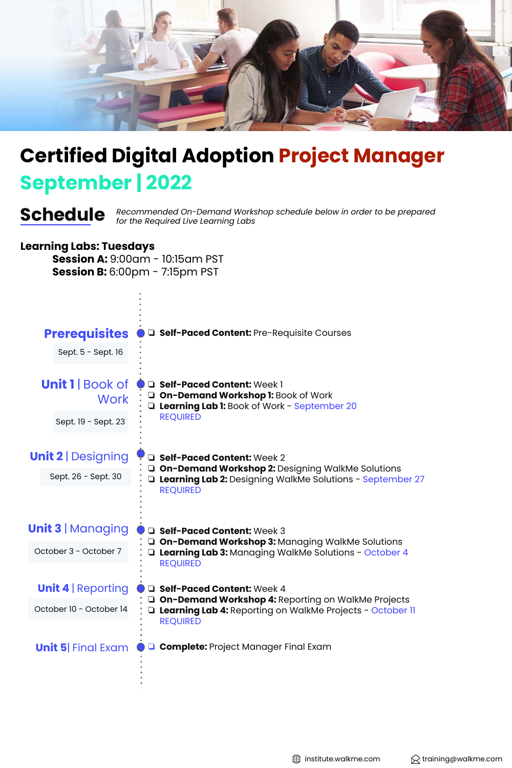# Certified Digital Adoption Project Manager

## September | 2022

## Schedule

*Recommended On-Demand Workshop schedule below in order to be prepared for the Required Live Learning Labs*

**Learning Labs: Tuesdays**

**Session A:** 9:00am - 10:15am PST

**Session B:** 6:00pm - 7:15pm PST

### Prerequisites

Sept. 5 - Sept. 16

- **Self-Paced Content:** Pre-Requisite Courses

### Unit 1 | Book of Work

Sept. 19 - Sept. 23

- **Self-Paced Content:** Week 1
- **On-Demand Workshop 1:** Book of Work
- **Learning Lab 1:** Book of Work - September 20 REQUIRED

### Unit 2 | Designing

Sept. 26 - Sept. 30

- **Self-Paced Content:** Week 2
- **On-Demand Workshop 2:** Designing WalkMe Solutions
- **Learning Lab 2:** Designing WalkMe Solutions - September 27 REQUIRED

### Unit 3 | Managing

October 3 - October 7

- **Self-Paced Content:** Week 3
- **On-Demand Workshop 3:** Managing WalkMe Solutions
- **Learning Lab 3:** Managing WalkMe Solutions - October 4 REQUIRED

### Unit 4 | Reporting

October 10 - October 14

- **Self-Paced Content:** Week 4
- **On-Demand Workshop 4:** Reporting on WalkMe Projects
- **Learning Lab 4:** Reporting on WalkMe Projects - October 11 REQUIRED

### Unit 5| Final Exam

- **Complete:** Project Manager Final Exam

institute.walkme.com

training@walkme.com